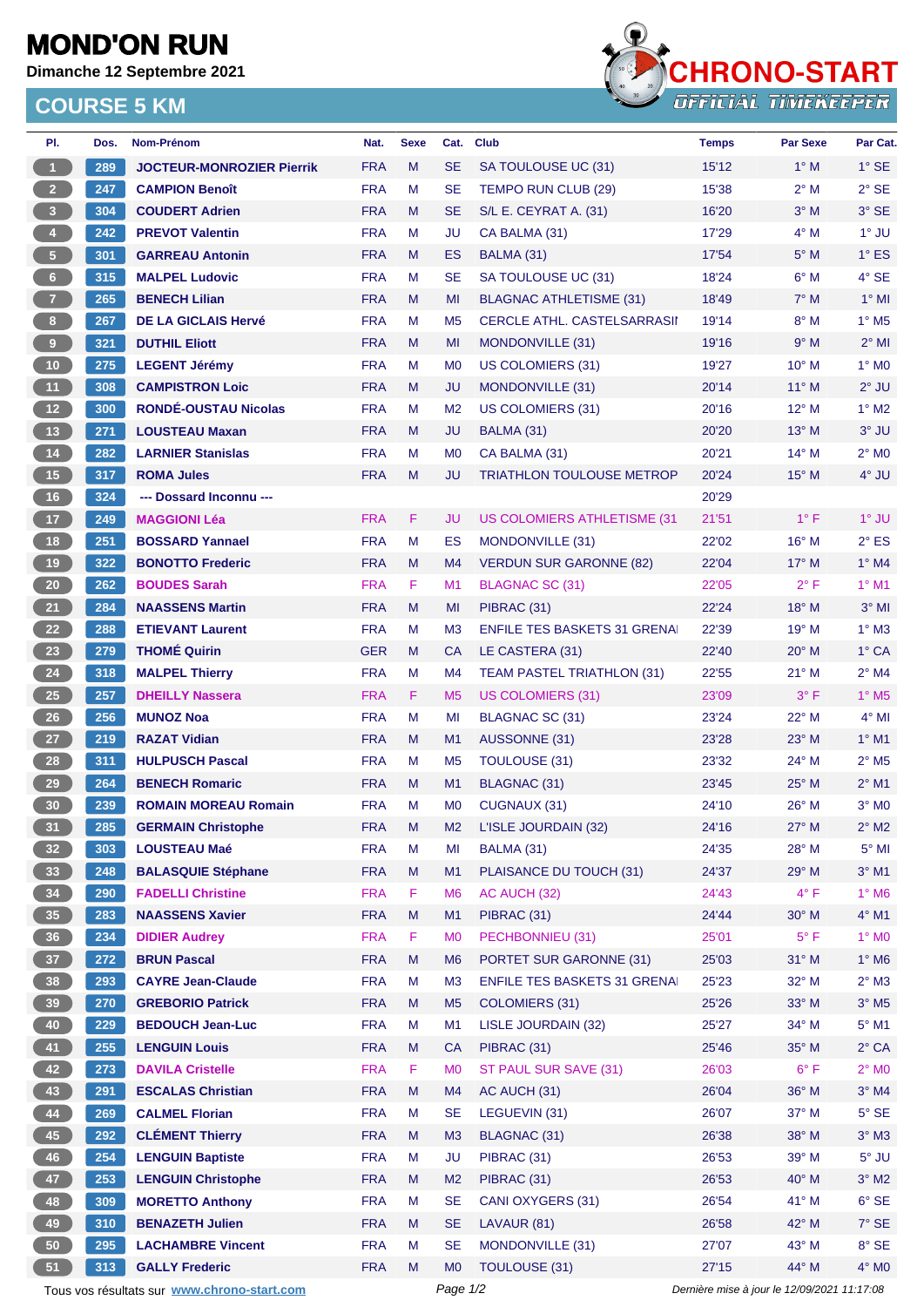# MOND'ON RUN

**Dimanche 12 Septembre 2021**

## COURSE 5 KM

CHRONO-START OFFICIAL TIMEKEEPER

| Pl. | Dos. | Nom-Prénom | Nat. | Sexe | Cat. | Club | Temps | Par Sexe | Par Cat. |
|---|---|---|---|---|---|---|---|---|---|
| 1 | 289 | JOCTEUR-MONROZIER Pierrik | FRA | M | SE | SA TOULOUSE UC (31) | 15'12 | 1° M | 1° SE |
| 2 | 247 | CAMPION Benoît | FRA | M | SE | TEMPO RUN CLUB (29) | 15'38 | 2° M | 2° SE |
| 3 | 304 | COUDERT Adrien | FRA | M | SE | S/L E. CEYRAT A. (31) | 16'20 | 3° M | 3° SE |
| 4 | 242 | PREVOT Valentin | FRA | M | JU | CA BALMA (31) | 17'29 | 4° M | 1° JU |
| 5 | 301 | GARREAU Antonin | FRA | M | ES | BALMA (31) | 17'54 | 5° M | 1° ES |
| 6 | 315 | MALPEL Ludovic | FRA | M | SE | SA TOULOUSE UC (31) | 18'24 | 6° M | 4° SE |
| 7 | 265 | BENECH Lilian | FRA | M | MI | BLAGNAC ATHLETISME (31) | 18'49 | 7° M | 1° MI |
| 8 | 267 | DE LA GICLAIS Hervé | FRA | M | M5 | CERCLE ATHL. CASTELSARRASII | 19'14 | 8° M | 1° M5 |
| 9 | 321 | DUTHIL Eliott | FRA | M | MI | MONDONVILLE (31) | 19'16 | 9° M | 2° MI |
| 10 | 275 | LEGENT Jérémy | FRA | M | M0 | US COLOMIERS (31) | 19'27 | 10° M | 1° M0 |
| 11 | 308 | CAMPISTRON Loic | FRA | M | JU | MONDONVILLE (31) | 20'14 | 11° M | 2° JU |
| 12 | 300 | RONDÉ-OUSTAU Nicolas | FRA | M | M2 | US COLOMIERS (31) | 20'16 | 12° M | 1° M2 |
| 13 | 271 | LOUSTEAU Maxan | FRA | M | JU | BALMA (31) | 20'20 | 13° M | 3° JU |
| 14 | 282 | LARNIER Stanislas | FRA | M | M0 | CA BALMA (31) | 20'21 | 14° M | 2° M0 |
| 15 | 317 | ROMA Jules | FRA | M | JU | TRIATHLON TOULOUSE METROP | 20'24 | 15° M | 4° JU |
| 16 | 324 | --- Dossard Inconnu --- | | | | | 20'29 | | |
| 17 | 249 | MAGGIONI Léa | FRA | F | JU | US COLOMIERS ATHLETISME (31 | 21'51 | 1° F | 1° JU |
| 18 | 251 | BOSSARD Yannael | FRA | M | ES | MONDONVILLE (31) | 22'02 | 16° M | 2° ES |
| 19 | 322 | BONOTTO Frederic | FRA | M | M4 | VERDUN SUR GARONNE (82) | 22'04 | 17° M | 1° M4 |
| 20 | 262 | BOUDES Sarah | FRA | F | M1 | BLAGNAC SC (31) | 22'05 | 2° F | 1° M1 |
| 21 | 284 | NAASSENS Martin | FRA | M | MI | PIBRAC (31) | 22'24 | 18° M | 3° MI |
| 22 | 288 | ETIEVANT Laurent | FRA | M | M3 | ENFILE TES BASKETS 31 GRENA | 22'39 | 19° M | 1° M3 |
| 23 | 279 | THOMÉ Quirin | GER | M | CA | LE CASTERA (31) | 22'40 | 20° M | 1° CA |
| 24 | 318 | MALPEL Thierry | FRA | M | M4 | TEAM PASTEL TRIATHLON (31) | 22'55 | 21° M | 2° M4 |
| 25 | 257 | DHEILLY Nassera | FRA | F | M5 | US COLOMIERS (31) | 23'09 | 3° F | 1° M5 |
| 26 | 256 | MUNOZ Noa | FRA | M | MI | BLAGNAC SC (31) | 23'24 | 22° M | 4° MI |
| 27 | 219 | RAZAT Vidian | FRA | M | M1 | AUSSONNE (31) | 23'28 | 23° M | 1° M1 |
| 28 | 311 | HULPUSCH Pascal | FRA | M | M5 | TOULOUSE (31) | 23'32 | 24° M | 2° M5 |
| 29 | 264 | BENECH Romaric | FRA | M | M1 | BLAGNAC (31) | 23'45 | 25° M | 2° M1 |
| 30 | 239 | ROMAIN MOREAU Romain | FRA | M | M0 | CUGNAUX (31) | 24'10 | 26° M | 3° M0 |
| 31 | 285 | GERMAIN Christophe | FRA | M | M2 | L'ISLE JOURDAIN (32) | 24'16 | 27° M | 2° M2 |
| 32 | 303 | LOUSTEAU Maé | FRA | M | MI | BALMA (31) | 24'35 | 28° M | 5° MI |
| 33 | 248 | BALASQUIE Stéphane | FRA | M | M1 | PLAISANCE DU TOUCH (31) | 24'37 | 29° M | 3° M1 |
| 34 | 290 | FADELLI Christine | FRA | F | M6 | AC AUCH (32) | 24'43 | 4° F | 1° M6 |
| 35 | 283 | NAASSENS Xavier | FRA | M | M1 | PIBRAC (31) | 24'44 | 30° M | 4° M1 |
| 36 | 234 | DIDIER Audrey | FRA | F | M0 | PECHBONNIEU (31) | 25'01 | 5° F | 1° M0 |
| 37 | 272 | BRUN Pascal | FRA | M | M6 | PORTET SUR GARONNE (31) | 25'03 | 31° M | 1° M6 |
| 38 | 293 | CAYRE Jean-Claude | FRA | M | M3 | ENFILE TES BASKETS 31 GRENA | 25'23 | 32° M | 2° M3 |
| 39 | 270 | GREBORIO Patrick | FRA | M | M5 | COLOMIERS (31) | 25'26 | 33° M | 3° M5 |
| 40 | 229 | BEDOUCH Jean-Luc | FRA | M | M1 | LISLE JOURDAIN (32) | 25'27 | 34° M | 5° M1 |
| 41 | 255 | LENGUIN Louis | FRA | M | CA | PIBRAC (31) | 25'46 | 35° M | 2° CA |
| 42 | 273 | DAVILA Cristelle | FRA | F | M0 | ST PAUL SUR SAVE (31) | 26'03 | 6° F | 2° M0 |
| 43 | 291 | ESCALAS Christian | FRA | M | M4 | AC AUCH (31) | 26'04 | 36° M | 3° M4 |
| 44 | 269 | CALMEL Florian | FRA | M | SE | LEGUEVIN (31) | 26'07 | 37° M | 5° SE |
| 45 | 292 | CLÉMENT Thierry | FRA | M | M3 | BLAGNAC (31) | 26'38 | 38° M | 3° M3 |
| 46 | 254 | LENGUIN Baptiste | FRA | M | JU | PIBRAC (31) | 26'53 | 39° M | 5° JU |
| 47 | 253 | LENGUIN Christophe | FRA | M | M2 | PIBRAC (31) | 26'53 | 40° M | 3° M2 |
| 48 | 309 | MORETTO Anthony | FRA | M | SE | CANI OXYGERS (31) | 26'54 | 41° M | 6° SE |
| 49 | 310 | BENAZETH Julien | FRA | M | SE | LAVAUR (81) | 26'58 | 42° M | 7° SE |
| 50 | 295 | LACHAMBRE Vincent | FRA | M | SE | MONDONVILLE (31) | 27'07 | 43° M | 8° SE |
| 51 | 313 | GALLY Frederic | FRA | M | M0 | TOULOUSE (31) | 27'15 | 44° M | 4° M0 |

Tous vos résultats sur www.chrono-start.com

Dernière mise à jour le 12/09/2021 11:17:08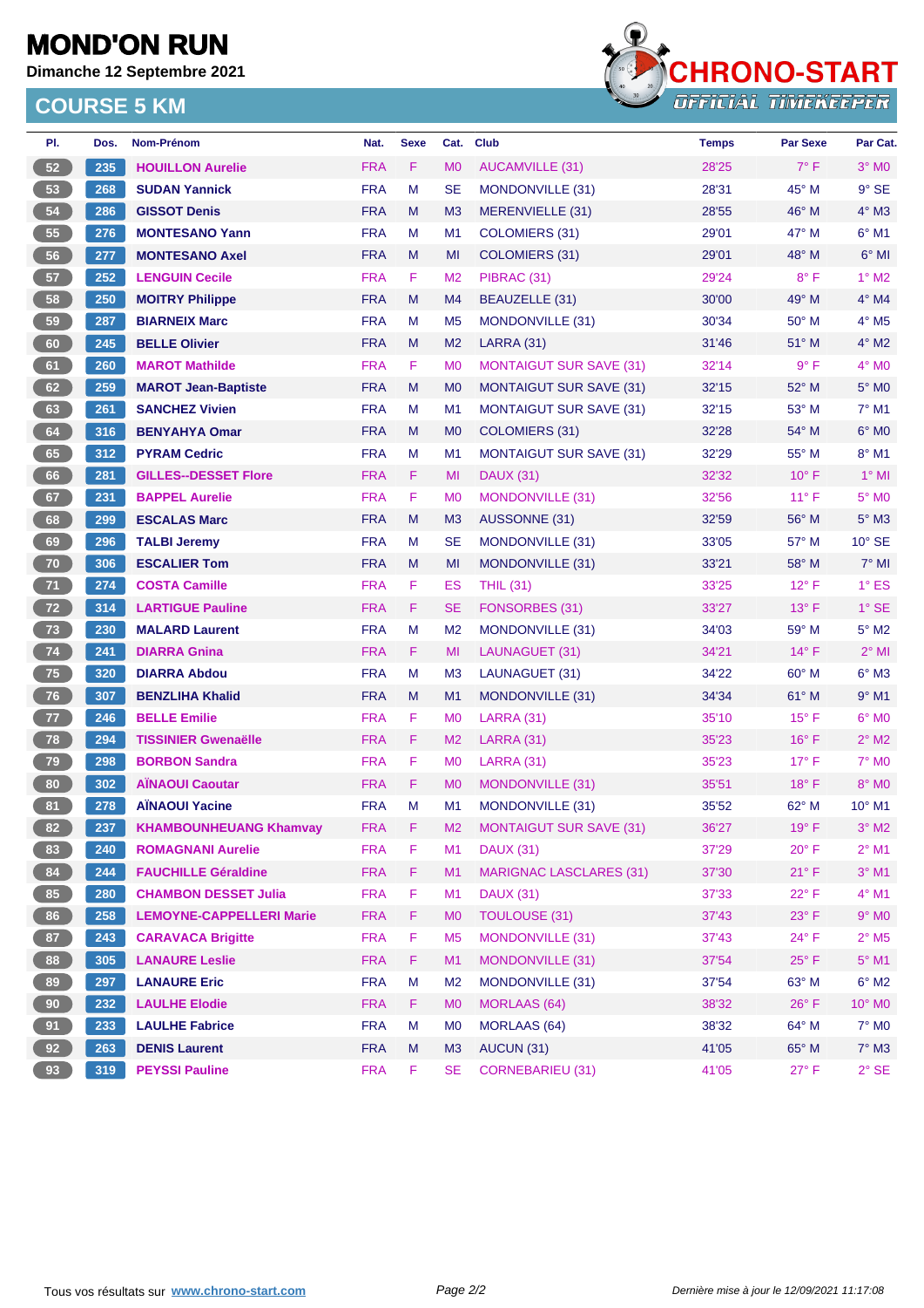# MOND'ON RUN

**Dimanche 12 Septembre 2021**

## COURSE 5 KM

CHRONO-START
OFFICIAL TIMEKEEPER

| Pl. | Dos. | Nom-Prénom | Nat. | Sexe | Cat. | Club | Temps | Par Sexe | Par Cat. |
|---|---|---|---|---|---|---|---|---|---|
| 52 | 235 | HOUILLON Aurelie | FRA | F | M0 | AUCAMVILLE (31) | 28'25 | 7° F | 3° M0 |
| 53 | 268 | SUDAN Yannick | FRA | M | SE | MONDONVILLE (31) | 28'31 | 45° M | 9° SE |
| 54 | 286 | GISSOT Denis | FRA | M | M3 | MERENVIELLE (31) | 28'55 | 46° M | 4° M3 |
| 55 | 276 | MONTESANO Yann | FRA | M | M1 | COLOMIERS (31) | 29'01 | 47° M | 6° M1 |
| 56 | 277 | MONTESANO Axel | FRA | M | MI | COLOMIERS (31) | 29'01 | 48° M | 6° MI |
| 57 | 252 | LENGUIN Cecile | FRA | F | M2 | PIBRAC (31) | 29'24 | 8° F | 1° M2 |
| 58 | 250 | MOITRY Philippe | FRA | M | M4 | BEAUZELLE (31) | 30'00 | 49° M | 4° M4 |
| 59 | 287 | BIARNEIX Marc | FRA | M | M5 | MONDONVILLE (31) | 30'34 | 50° M | 4° M5 |
| 60 | 245 | BELLE Olivier | FRA | M | M2 | LARRA (31) | 31'46 | 51° M | 4° M2 |
| 61 | 260 | MAROT Mathilde | FRA | F | M0 | MONTAIGUT SUR SAVE (31) | 32'14 | 9° F | 4° M0 |
| 62 | 259 | MAROT Jean-Baptiste | FRA | M | M0 | MONTAIGUT SUR SAVE (31) | 32'15 | 52° M | 5° M0 |
| 63 | 261 | SANCHEZ Vivien | FRA | M | M1 | MONTAIGUT SUR SAVE (31) | 32'15 | 53° M | 7° M1 |
| 64 | 316 | BENYAHYA Omar | FRA | M | M0 | COLOMIERS (31) | 32'28 | 54° M | 6° M0 |
| 65 | 312 | PYRAM Cedric | FRA | M | M1 | MONTAIGUT SUR SAVE (31) | 32'29 | 55° M | 8° M1 |
| 66 | 281 | GILLES--DESSET Flore | FRA | F | MI | DAUX (31) | 32'32 | 10° F | 1° MI |
| 67 | 231 | BAPPEL Aurelie | FRA | F | M0 | MONDONVILLE (31) | 32'56 | 11° F | 5° M0 |
| 68 | 299 | ESCALAS Marc | FRA | M | M3 | AUSSONNE (31) | 32'59 | 56° M | 5° M3 |
| 69 | 296 | TALBI Jeremy | FRA | M | SE | MONDONVILLE (31) | 33'05 | 57° M | 10° SE |
| 70 | 306 | ESCALIER Tom | FRA | M | MI | MONDONVILLE (31) | 33'21 | 58° M | 7° MI |
| 71 | 274 | COSTA Camille | FRA | F | ES | THIL (31) | 33'25 | 12° F | 1° ES |
| 72 | 314 | LARTIGUE Pauline | FRA | F | SE | FONSORBES (31) | 33'27 | 13° F | 1° SE |
| 73 | 230 | MALARD Laurent | FRA | M | M2 | MONDONVILLE (31) | 34'03 | 59° M | 5° M2 |
| 74 | 241 | DIARRA Gnina | FRA | F | MI | LAUNAGUET (31) | 34'21 | 14° F | 2° MI |
| 75 | 320 | DIARRA Abdou | FRA | M | M3 | LAUNAGUET (31) | 34'22 | 60° M | 6° M3 |
| 76 | 307 | BENZLIHA Khalid | FRA | M | M1 | MONDONVILLE (31) | 34'34 | 61° M | 9° M1 |
| 77 | 246 | BELLE Emilie | FRA | F | M0 | LARRA (31) | 35'10 | 15° F | 6° M0 |
| 78 | 294 | TISSINIER Gwenaëlle | FRA | F | M2 | LARRA (31) | 35'23 | 16° F | 2° M2 |
| 79 | 298 | BORBON Sandra | FRA | F | M0 | LARRA (31) | 35'23 | 17° F | 7° M0 |
| 80 | 302 | AÏNAOUI Caoutar | FRA | F | M0 | MONDONVILLE (31) | 35'51 | 18° F | 8° M0 |
| 81 | 278 | AÏNAOUI Yacine | FRA | M | M1 | MONDONVILLE (31) | 35'52 | 62° M | 10° M1 |
| 82 | 237 | KHAMBOUNHEUANG Khamvay | FRA | F | M2 | MONTAIGUT SUR SAVE (31) | 36'27 | 19° F | 3° M2 |
| 83 | 240 | ROMAGNANI Aurelie | FRA | F | M1 | DAUX (31) | 37'29 | 20° F | 2° M1 |
| 84 | 244 | FAUCHILLE Géraldine | FRA | F | M1 | MARIGNAC LASCLARES (31) | 37'30 | 21° F | 3° M1 |
| 85 | 280 | CHAMBON DESSET Julia | FRA | F | M1 | DAUX (31) | 37'33 | 22° F | 4° M1 |
| 86 | 258 | LEMOYNE-CAPPELLERI Marie | FRA | F | M0 | TOULOUSE (31) | 37'43 | 23° F | 9° M0 |
| 87 | 243 | CARAVACA Brigitte | FRA | F | M5 | MONDONVILLE (31) | 37'43 | 24° F | 2° M5 |
| 88 | 305 | LANAURE Leslie | FRA | F | M1 | MONDONVILLE (31) | 37'54 | 25° F | 5° M1 |
| 89 | 297 | LANAURE Eric | FRA | M | M2 | MONDONVILLE (31) | 37'54 | 63° M | 6° M2 |
| 90 | 232 | LAULHE Elodie | FRA | F | M0 | MORLAAS (64) | 38'32 | 26° F | 10° M0 |
| 91 | 233 | LAULHE Fabrice | FRA | M | M0 | MORLAAS (64) | 38'32 | 64° M | 7° M0 |
| 92 | 263 | DENIS Laurent | FRA | M | M3 | AUCUN (31) | 41'05 | 65° M | 7° M3 |
| 93 | 319 | PEYSSI Pauline | FRA | F | SE | CORNEBARIEU (31) | 41'05 | 27° F | 2° SE |

Tous vos résultats sur www.chrono-start.com

*Dernière mise à jour le 12/09/2021 11:17:08*